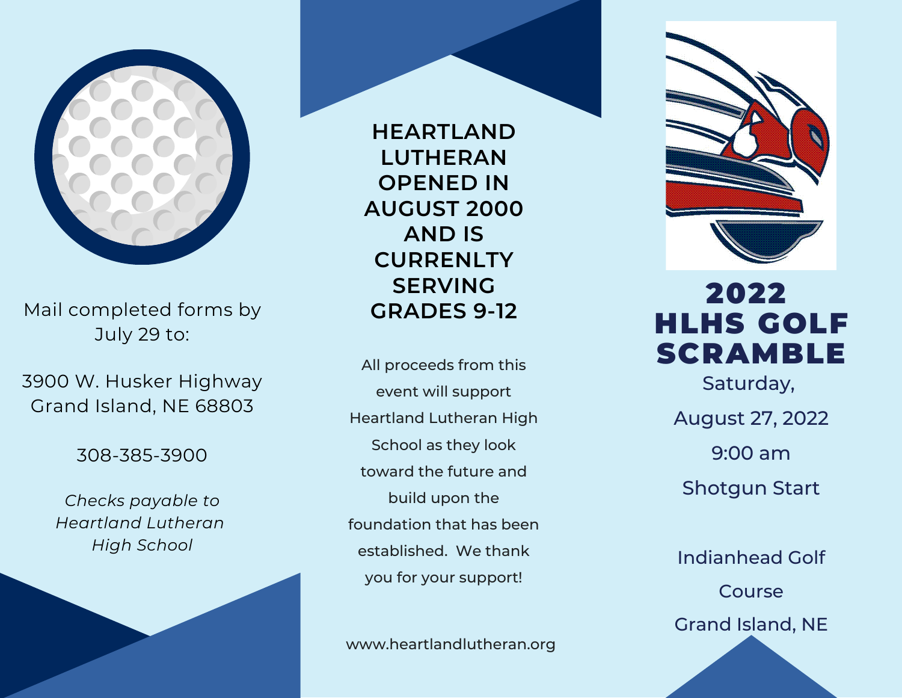Mail completed forms by July 29 to:

3900 W. Husker Highway
Grand Island, NE 68803

308-385-3900

*Checks payable to Heartland Lutheran High School*

**HEARTLAND LUTHERAN OPENED IN AUGUST 2000 AND IS CURRENLTY SERVING GRADES 9-12**

All proceeds from this event will support Heartland Lutheran High School as they look toward the future and build upon the foundation that has been established. We thank you for your support!

www.heartlandlutheran.org

# 2022 HLHS GOLF SCRAMBLE

Saturday,

August 27, 2022

9:00 am

Shotgun Start

Indianhead Golf Course

Grand Island, NE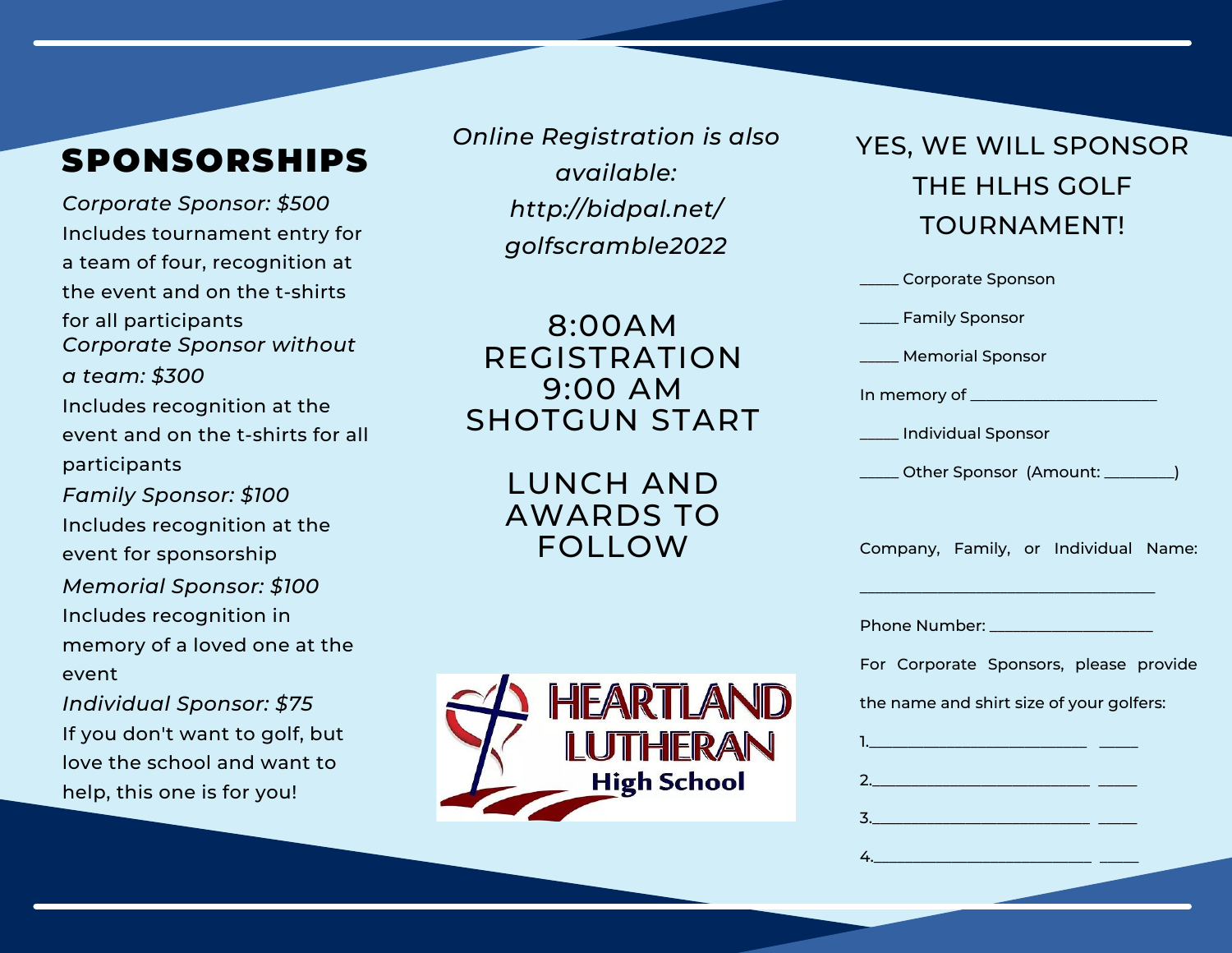## SPONSORSHIPS

*Corporate Sponsor: $500*
Includes tournament entry for a team of four, recognition at the event and on the t-shirts for all participants

*Corporate Sponsor without a team: $300*
Includes recognition at the event and on the t-shirts for all participants

*Family Sponsor: $100*
Includes recognition at the event for sponsorship

*Memorial Sponsor: $100*
Includes recognition in memory of a loved one at the event

*Individual Sponsor: $75*
If you don't want to golf, but love the school and want to help, this one is for you!

*Online Registration is also available: http://bidpal.net/golfscramble2022*

8:00AM REGISTRATION
9:00 AM SHOTGUN START

LUNCH AND AWARDS TO FOLLOW

HEARTLAND LUTHERAN High School

## YES, WE WILL SPONSOR THE HLHS GOLF TOURNAMENT!

_____ Corporate Sponson

_____ Family Sponsor

_____ Memorial Sponsor

In memory of ______________________

_____ Individual Sponsor

_____ Other Sponsor (Amount: _________)

Company, Family, or Individual Name:

___________________________________

Phone Number: ____________________

For Corporate Sponsors, please provide the name and shirt size of your golfers:

1.__________________________ _____

2.__________________________ _____

3.__________________________ _____

4.__________________________ _____